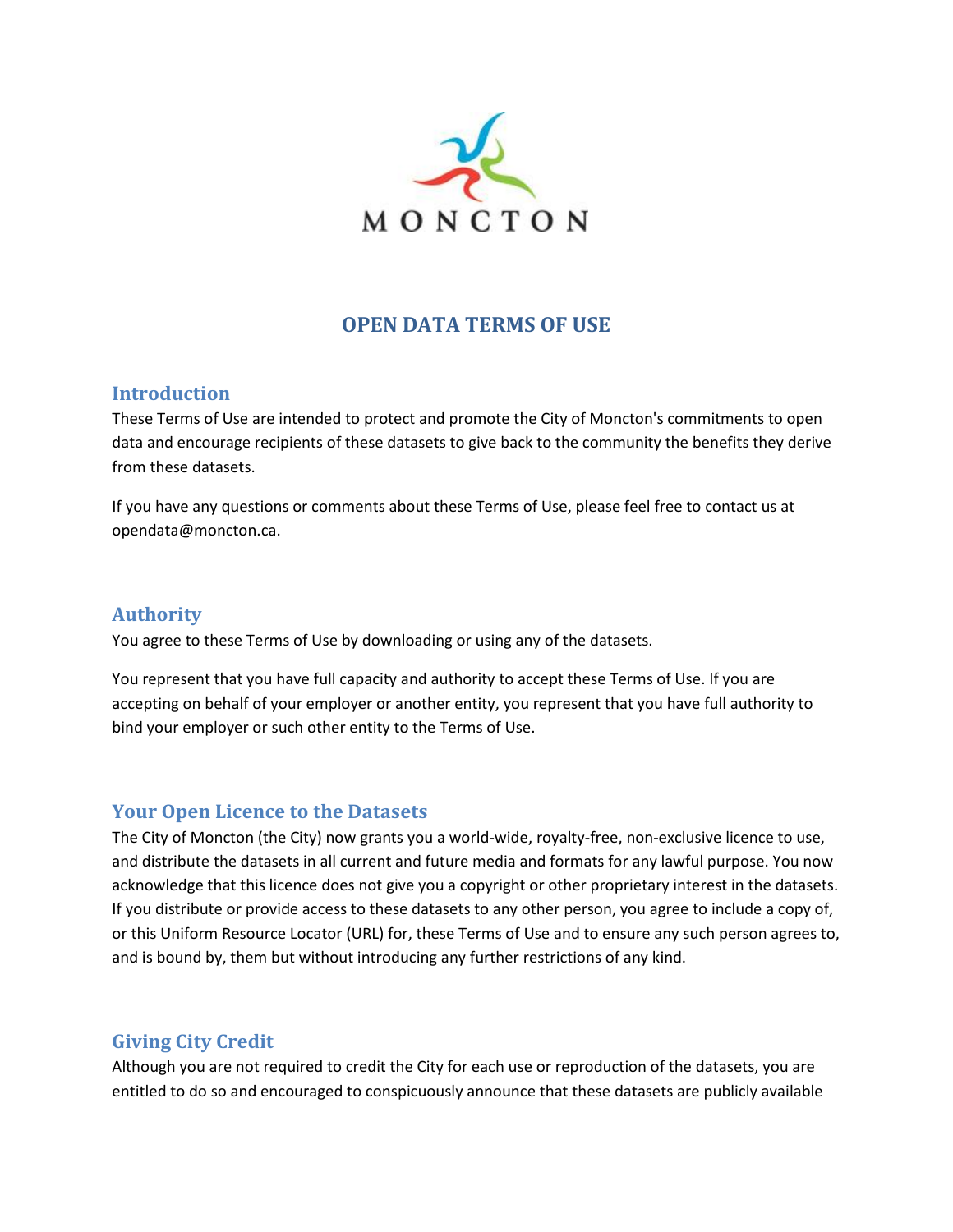MONCTON

# OPEN DATA TERMS OF USE

## Introduction

These Terms of Use are intended to protect and promote the City of Moncton's commitments to open data and encourage recipients of these datasets to give back to the community the benefits they derive from these datasets.

If you have any questions or comments about these Terms of Use, please feel free to contact us at opendata@moncton.ca.

## Authority

You agree to these Terms of Use by downloading or using any of the datasets.

You represent that you have full capacity and authority to accept these Terms of Use. If you are accepting on behalf of your employer or another entity, you represent that you have full authority to bind your employer or such other entity to the Terms of Use.

## Your Open Licence to the Datasets

The City of Moncton (the City) now grants you a world-wide, royalty-free, non-exclusive licence to use, and distribute the datasets in all current and future media and formats for any lawful purpose. You now acknowledge that this licence does not give you a copyright or other proprietary interest in the datasets. If you distribute or provide access to these datasets to any other person, you agree to include a copy of, or this Uniform Resource Locator (URL) for, these Terms of Use and to ensure any such person agrees to, and is bound by, them but without introducing any further restrictions of any kind.

## Giving City Credit

Although you are not required to credit the City for each use or reproduction of the datasets, you are entitled to do so and encouraged to conspicuously announce that these datasets are publicly available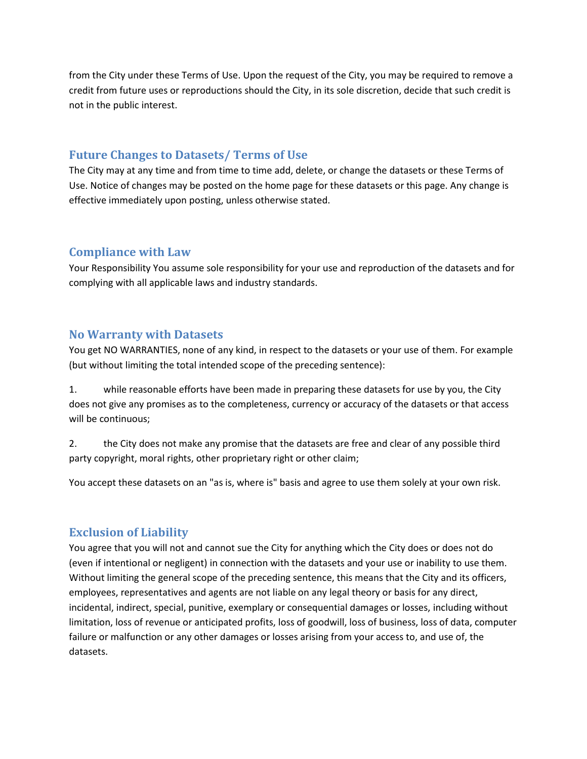from the City under these Terms of Use. Upon the request of the City, you may be required to remove a credit from future uses or reproductions should the City, in its sole discretion, decide that such credit is not in the public interest.

## Future Changes to Datasets/ Terms of Use

The City may at any time and from time to time add, delete, or change the datasets or these Terms of Use. Notice of changes may be posted on the home page for these datasets or this page. Any change is effective immediately upon posting, unless otherwise stated.

## Compliance with Law

Your Responsibility You assume sole responsibility for your use and reproduction of the datasets and for complying with all applicable laws and industry standards.

## No Warranty with Datasets

You get NO WARRANTIES, none of any kind, in respect to the datasets or your use of them. For example (but without limiting the total intended scope of the preceding sentence):

1. while reasonable efforts have been made in preparing these datasets for use by you, the City does not give any promises as to the completeness, currency or accuracy of the datasets or that access will be continuous;

2. the City does not make any promise that the datasets are free and clear of any possible third party copyright, moral rights, other proprietary right or other claim;

You accept these datasets on an "as is, where is" basis and agree to use them solely at your own risk.

## Exclusion of Liability

You agree that you will not and cannot sue the City for anything which the City does or does not do (even if intentional or negligent) in connection with the datasets and your use or inability to use them. Without limiting the general scope of the preceding sentence, this means that the City and its officers, employees, representatives and agents are not liable on any legal theory or basis for any direct, incidental, indirect, special, punitive, exemplary or consequential damages or losses, including without limitation, loss of revenue or anticipated profits, loss of goodwill, loss of business, loss of data, computer failure or malfunction or any other damages or losses arising from your access to, and use of, the datasets.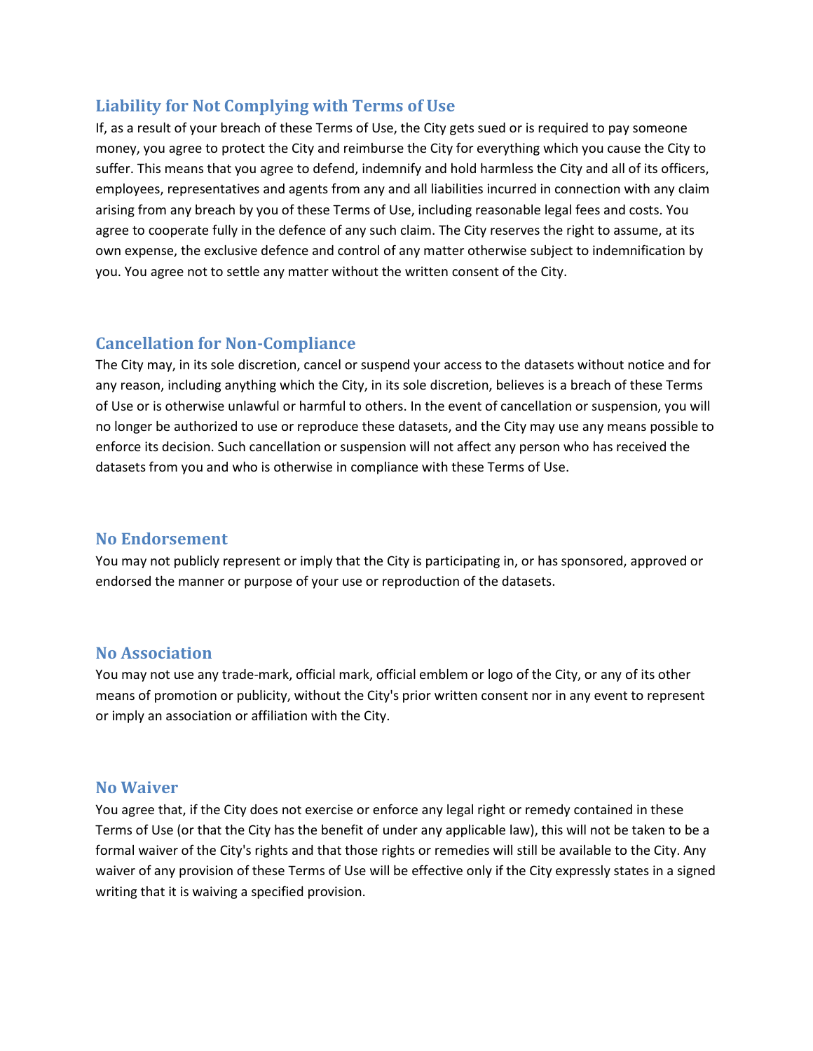## Liability for Not Complying with Terms of Use

If, as a result of your breach of these Terms of Use, the City gets sued or is required to pay someone money, you agree to protect the City and reimburse the City for everything which you cause the City to suffer. This means that you agree to defend, indemnify and hold harmless the City and all of its officers, employees, representatives and agents from any and all liabilities incurred in connection with any claim arising from any breach by you of these Terms of Use, including reasonable legal fees and costs. You agree to cooperate fully in the defence of any such claim. The City reserves the right to assume, at its own expense, the exclusive defence and control of any matter otherwise subject to indemnification by you. You agree not to settle any matter without the written consent of the City.

## Cancellation for Non-Compliance

The City may, in its sole discretion, cancel or suspend your access to the datasets without notice and for any reason, including anything which the City, in its sole discretion, believes is a breach of these Terms of Use or is otherwise unlawful or harmful to others. In the event of cancellation or suspension, you will no longer be authorized to use or reproduce these datasets, and the City may use any means possible to enforce its decision. Such cancellation or suspension will not affect any person who has received the datasets from you and who is otherwise in compliance with these Terms of Use.

## No Endorsement

You may not publicly represent or imply that the City is participating in, or has sponsored, approved or endorsed the manner or purpose of your use or reproduction of the datasets.

## No Association

You may not use any trade-mark, official mark, official emblem or logo of the City, or any of its other means of promotion or publicity, without the City's prior written consent nor in any event to represent or imply an association or affiliation with the City.

## No Waiver

You agree that, if the City does not exercise or enforce any legal right or remedy contained in these Terms of Use (or that the City has the benefit of under any applicable law), this will not be taken to be a formal waiver of the City's rights and that those rights or remedies will still be available to the City. Any waiver of any provision of these Terms of Use will be effective only if the City expressly states in a signed writing that it is waiving a specified provision.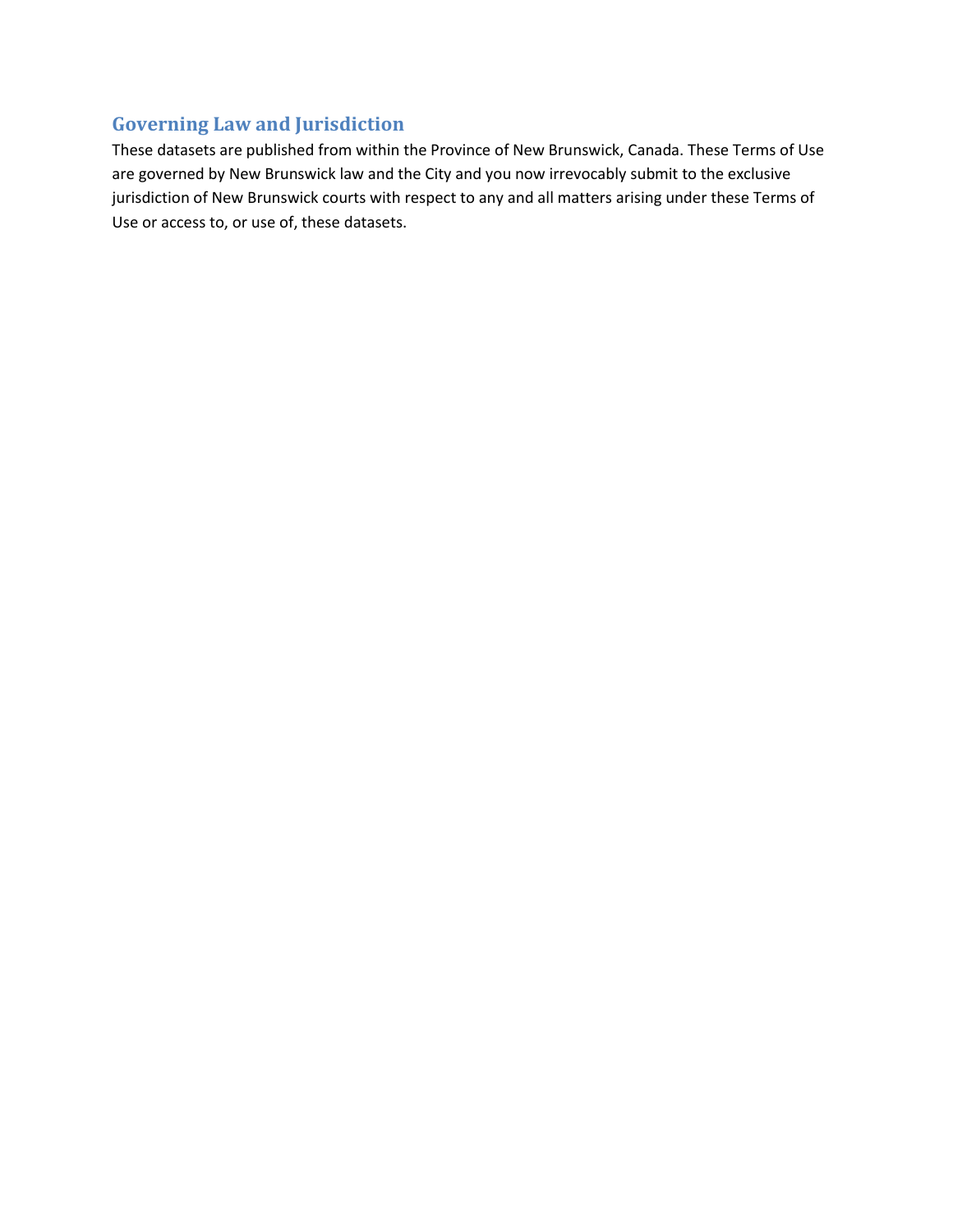## Governing Law and Jurisdiction

These datasets are published from within the Province of New Brunswick, Canada. These Terms of Use are governed by New Brunswick law and the City and you now irrevocably submit to the exclusive jurisdiction of New Brunswick courts with respect to any and all matters arising under these Terms of Use or access to, or use of, these datasets.